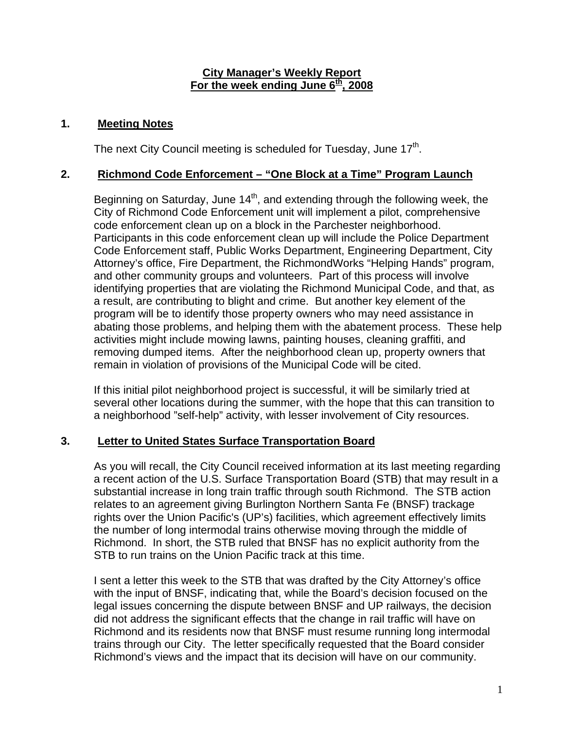# City Manager's Weekly Report
## For the week ending June 6th, 2008

## 1. Meeting Notes

The next City Council meeting is scheduled for Tuesday, June 17th.

## 2. Richmond Code Enforcement – "One Block at a Time" Program Launch

Beginning on Saturday, June 14th, and extending through the following week, the City of Richmond Code Enforcement unit will implement a pilot, comprehensive code enforcement clean up on a block in the Parchester neighborhood. Participants in this code enforcement clean up will include the Police Department Code Enforcement staff, Public Works Department, Engineering Department, City Attorney's office, Fire Department, the RichmondWorks "Helping Hands" program, and other community groups and volunteers. Part of this process will involve identifying properties that are violating the Richmond Municipal Code, and that, as a result, are contributing to blight and crime. But another key element of the program will be to identify those property owners who may need assistance in abating those problems, and helping them with the abatement process. These help activities might include mowing lawns, painting houses, cleaning graffiti, and removing dumped items. After the neighborhood clean up, property owners that remain in violation of provisions of the Municipal Code will be cited.

If this initial pilot neighborhood project is successful, it will be similarly tried at several other locations during the summer, with the hope that this can transition to a neighborhood "self-help" activity, with lesser involvement of City resources.

## 3. Letter to United States Surface Transportation Board

As you will recall, the City Council received information at its last meeting regarding a recent action of the U.S. Surface Transportation Board (STB) that may result in a substantial increase in long train traffic through south Richmond. The STB action relates to an agreement giving Burlington Northern Santa Fe (BNSF) trackage rights over the Union Pacific's (UP's) facilities, which agreement effectively limits the number of long intermodal trains otherwise moving through the middle of Richmond. In short, the STB ruled that BNSF has no explicit authority from the STB to run trains on the Union Pacific track at this time.

I sent a letter this week to the STB that was drafted by the City Attorney's office with the input of BNSF, indicating that, while the Board's decision focused on the legal issues concerning the dispute between BNSF and UP railways, the decision did not address the significant effects that the change in rail traffic will have on Richmond and its residents now that BNSF must resume running long intermodal trains through our City. The letter specifically requested that the Board consider Richmond's views and the impact that its decision will have on our community.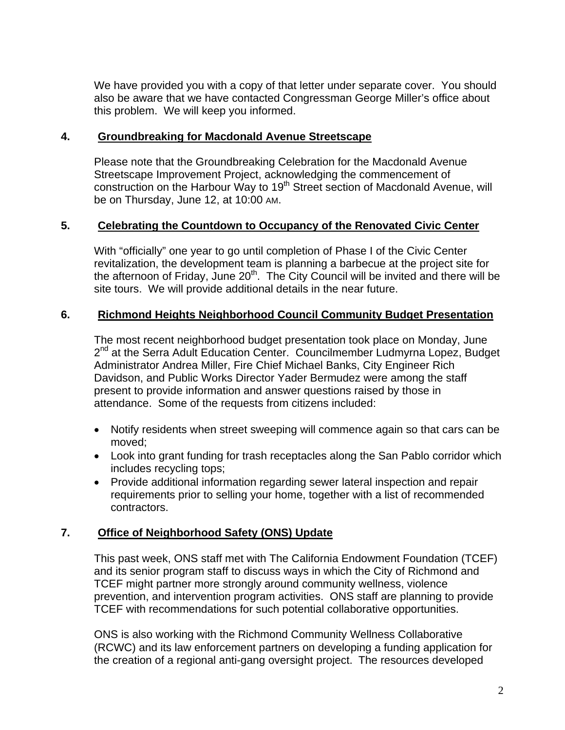We have provided you with a copy of that letter under separate cover. You should also be aware that we have contacted Congressman George Miller's office about this problem. We will keep you informed.

## 4. Groundbreaking for Macdonald Avenue Streetscape

Please note that the Groundbreaking Celebration for the Macdonald Avenue Streetscape Improvement Project, acknowledging the commencement of construction on the Harbour Way to 19th Street section of Macdonald Avenue, will be on Thursday, June 12, at 10:00 AM.

## 5. Celebrating the Countdown to Occupancy of the Renovated Civic Center

With "officially" one year to go until completion of Phase I of the Civic Center revitalization, the development team is planning a barbecue at the project site for the afternoon of Friday, June 20th. The City Council will be invited and there will be site tours. We will provide additional details in the near future.

## 6. Richmond Heights Neighborhood Council Community Budget Presentation

The most recent neighborhood budget presentation took place on Monday, June 2nd at the Serra Adult Education Center. Councilmember Ludmyrna Lopez, Budget Administrator Andrea Miller, Fire Chief Michael Banks, City Engineer Rich Davidson, and Public Works Director Yader Bermudez were among the staff present to provide information and answer questions raised by those in attendance. Some of the requests from citizens included:

- Notify residents when street sweeping will commence again so that cars can be moved;
- Look into grant funding for trash receptacles along the San Pablo corridor which includes recycling tops;
- Provide additional information regarding sewer lateral inspection and repair requirements prior to selling your home, together with a list of recommended contractors.

## 7. Office of Neighborhood Safety (ONS) Update

This past week, ONS staff met with The California Endowment Foundation (TCEF) and its senior program staff to discuss ways in which the City of Richmond and TCEF might partner more strongly around community wellness, violence prevention, and intervention program activities. ONS staff are planning to provide TCEF with recommendations for such potential collaborative opportunities.

ONS is also working with the Richmond Community Wellness Collaborative (RCWC) and its law enforcement partners on developing a funding application for the creation of a regional anti-gang oversight project. The resources developed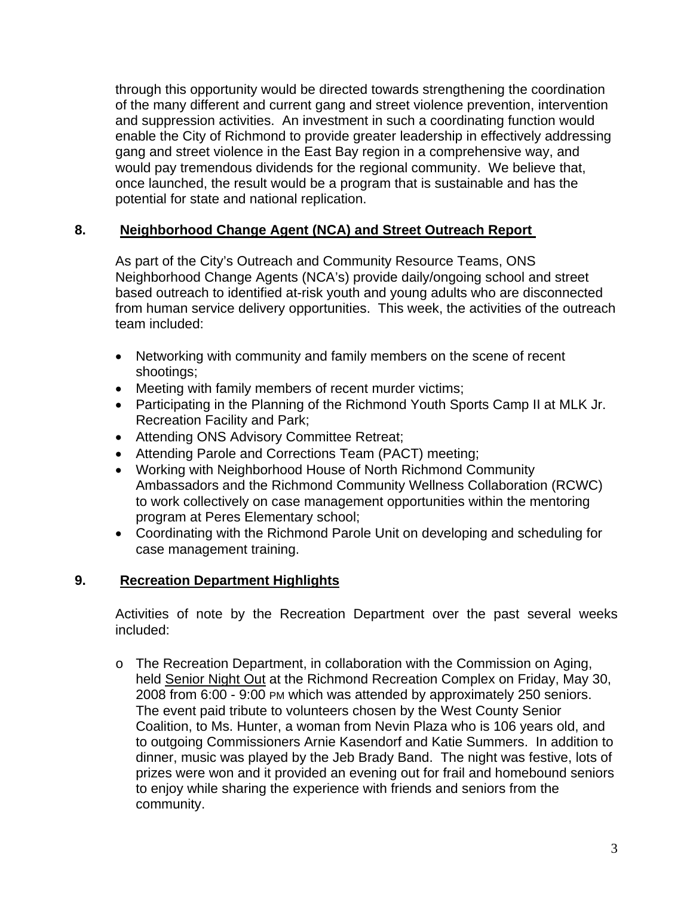through this opportunity would be directed towards strengthening the coordination of the many different and current gang and street violence prevention, intervention and suppression activities. An investment in such a coordinating function would enable the City of Richmond to provide greater leadership in effectively addressing gang and street violence in the East Bay region in a comprehensive way, and would pay tremendous dividends for the regional community. We believe that, once launched, the result would be a program that is sustainable and has the potential for state and national replication.

## 8. Neighborhood Change Agent (NCA) and Street Outreach Report

As part of the City's Outreach and Community Resource Teams, ONS Neighborhood Change Agents (NCA's) provide daily/ongoing school and street based outreach to identified at-risk youth and young adults who are disconnected from human service delivery opportunities. This week, the activities of the outreach team included:

- Networking with community and family members on the scene of recent shootings;
- Meeting with family members of recent murder victims;
- Participating in the Planning of the Richmond Youth Sports Camp II at MLK Jr. Recreation Facility and Park;
- Attending ONS Advisory Committee Retreat;
- Attending Parole and Corrections Team (PACT) meeting;
- Working with Neighborhood House of North Richmond Community Ambassadors and the Richmond Community Wellness Collaboration (RCWC) to work collectively on case management opportunities within the mentoring program at Peres Elementary school;
- Coordinating with the Richmond Parole Unit on developing and scheduling for case management training.

## 9. Recreation Department Highlights

Activities of note by the Recreation Department over the past several weeks included:

- The Recreation Department, in collaboration with the Commission on Aging, held Senior Night Out at the Richmond Recreation Complex on Friday, May 30, 2008 from 6:00 - 9:00 PM which was attended by approximately 250 seniors. The event paid tribute to volunteers chosen by the West County Senior Coalition, to Ms. Hunter, a woman from Nevin Plaza who is 106 years old, and to outgoing Commissioners Arnie Kasendorf and Katie Summers. In addition to dinner, music was played by the Jeb Brady Band. The night was festive, lots of prizes were won and it provided an evening out for frail and homebound seniors to enjoy while sharing the experience with friends and seniors from the community.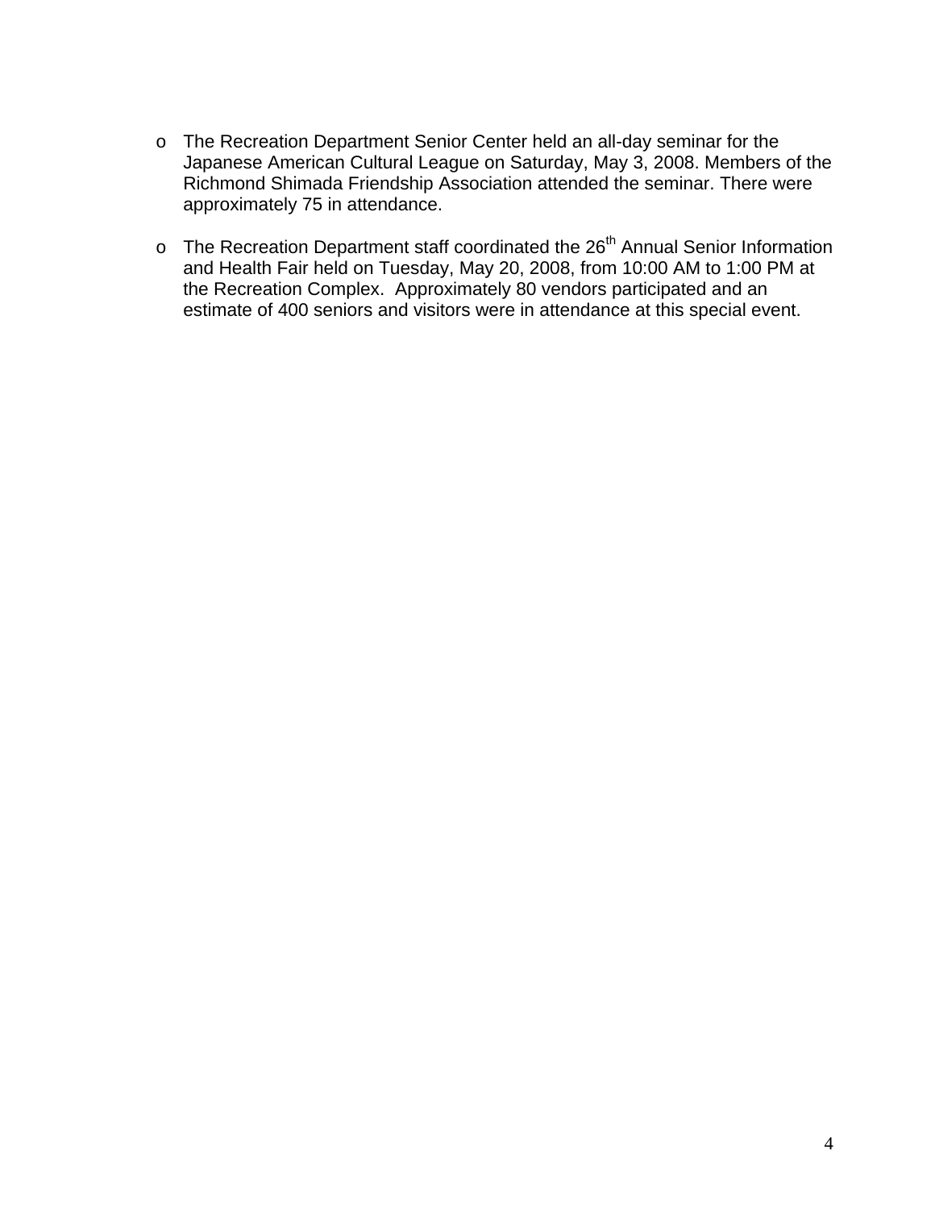- The Recreation Department Senior Center held an all-day seminar for the Japanese American Cultural League on Saturday, May 3, 2008. Members of the Richmond Shimada Friendship Association attended the seminar. There were approximately 75 in attendance.

- The Recreation Department staff coordinated the 26th Annual Senior Information and Health Fair held on Tuesday, May 20, 2008, from 10:00 AM to 1:00 PM at the Recreation Complex. Approximately 80 vendors participated and an estimate of 400 seniors and visitors were in attendance at this special event.